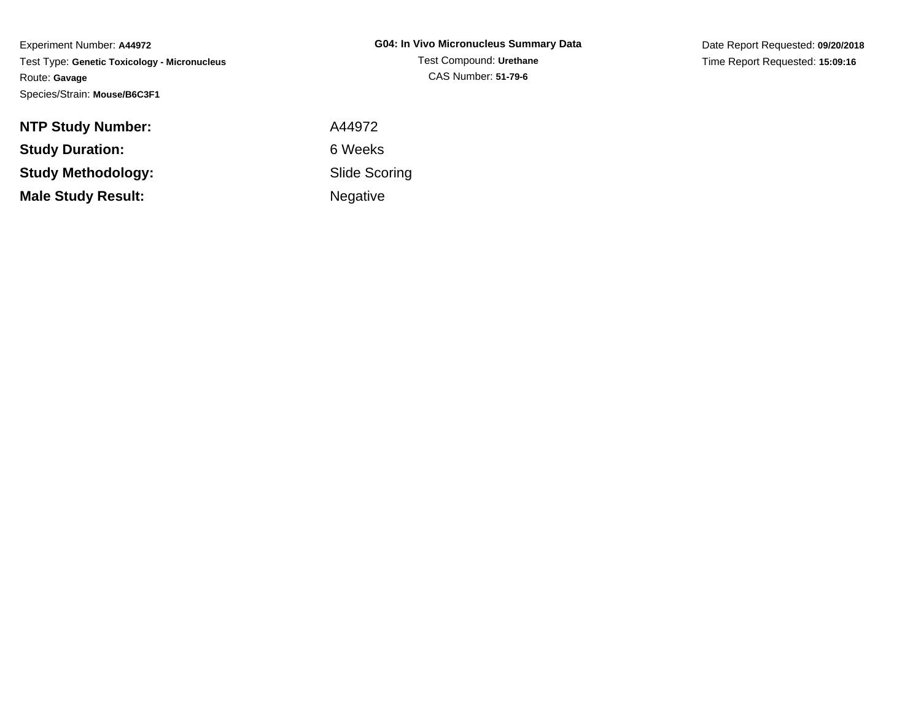Experiment Number: **A44972**
Test Type: **Genetic Toxicology - Micronucleus**
Route: **Gavage**
Species/Strain: **Mouse/B6C3F1**

**G04: In Vivo Micronucleus Summary Data**
Test Compound: **Urethane**
CAS Number: **51-79-6**

Date Report Requested: **09/20/2018**
Time Report Requested: **15:09:16**

| | |
|---|---|
| **NTP Study Number:** | A44972 |
| **Study Duration:** | 6 Weeks |
| **Study Methodology:** | Slide Scoring |
| **Male Study Result:** | Negative |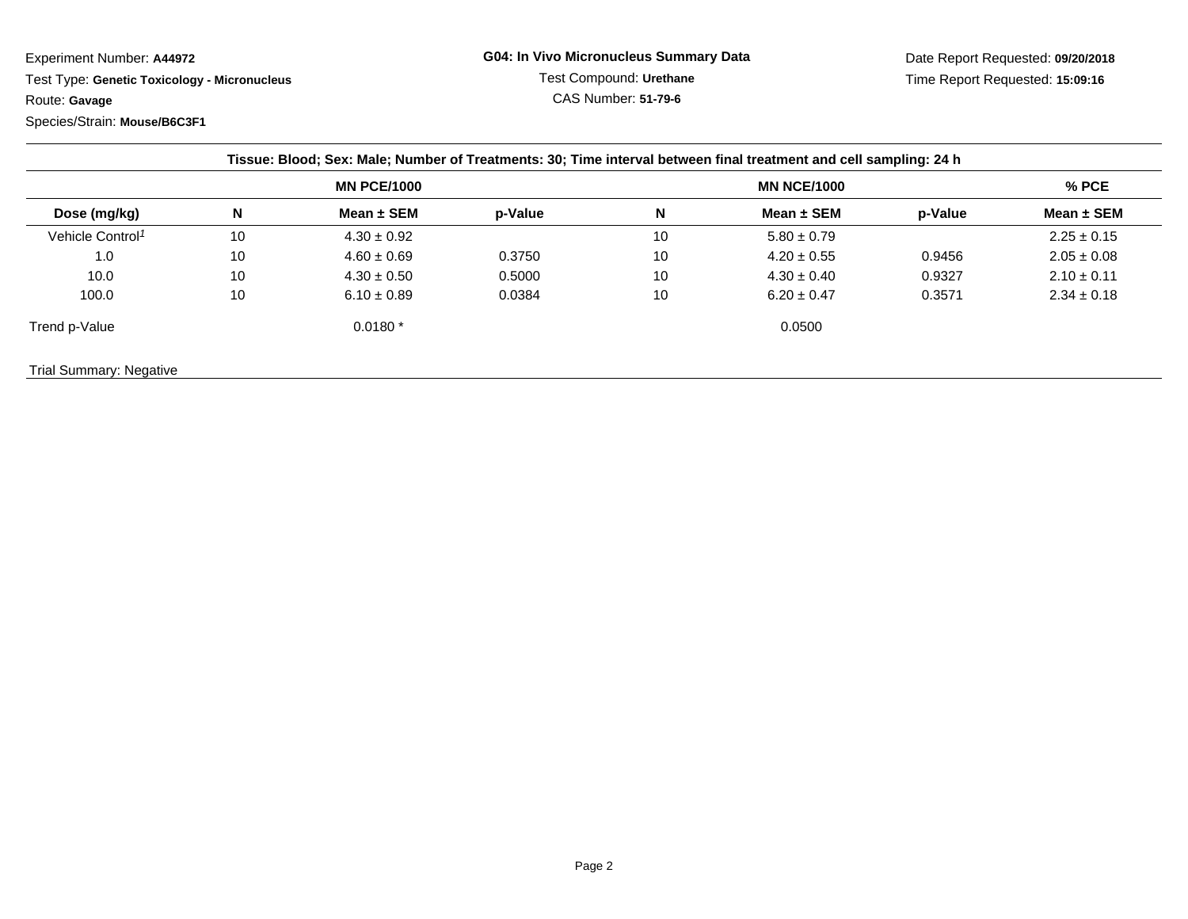Experiment Number: **A44972**
Test Type: **Genetic Toxicology - Micronucleus**
Route: **Gavage**
Species/Strain: **Mouse/B6C3F1**

**G04: In Vivo Micronucleus Summary Data**
Test Compound: **Urethane**
CAS Number: **51-79-6**

Date Report Requested: **09/20/2018**
Time Report Requested: **15:09:16**

| Tissue: Blood; Sex: Male; Number of Treatments: 30; Time interval between final treatment and cell sampling: 24 h | | | | | | | |
|---|---|---|---|---|---|---|---|
| | MN PCE/1000 | | | MN NCE/1000 | | | % PCE |
| Dose (mg/kg) | N | Mean ± SEM | p-Value | N | Mean ± SEM | p-Value | Mean ± SEM |
| Vehicle Control[1] | 10 | 4.30 ± 0.92 | | 10 | 5.80 ± 0.79 | | 2.25 ± 0.15 |
| 1.0 | 10 | 4.60 ± 0.69 | 0.3750 | 10 | 4.20 ± 0.55 | 0.9456 | 2.05 ± 0.08 |
| 10.0 | 10 | 4.30 ± 0.50 | 0.5000 | 10 | 4.30 ± 0.40 | 0.9327 | 2.10 ± 0.11 |
| 100.0 | 10 | 6.10 ± 0.89 | 0.0384 | 10 | 6.20 ± 0.47 | 0.3571 | 2.34 ± 0.18 |
| Trend p-Value | | 0.0180 * | | | 0.0500 | | |

Trial Summary: Negative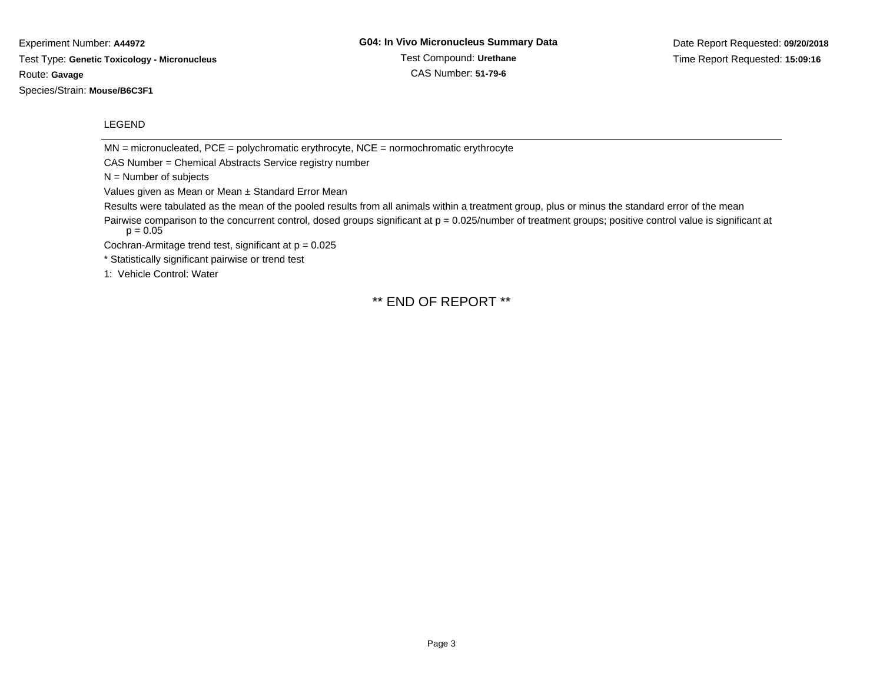Experiment Number: **A44972**

Test Type: **Genetic Toxicology - Micronucleus**

Route: **Gavage**

Species/Strain: **Mouse/B6C3F1**

**G04: In Vivo Micronucleus Summary Data**

Test Compound: **Urethane**

CAS Number: **51-79-6**

Date Report Requested: **09/20/2018**

Time Report Requested: **15:09:16**

LEGEND

MN = micronucleated, PCE = polychromatic erythrocyte, NCE = normochromatic erythrocyte

CAS Number = Chemical Abstracts Service registry number

N = Number of subjects

Values given as Mean or Mean ± Standard Error Mean

Results were tabulated as the mean of the pooled results from all animals within a treatment group, plus or minus the standard error of the mean

Pairwise comparison to the concurrent control, dosed groups significant at p = 0.025/number of treatment groups; positive control value is significant at p = 0.05

Cochran-Armitage trend test, significant at p = 0.025

* Statistically significant pairwise or trend test

1: Vehicle Control: Water

** END OF REPORT **